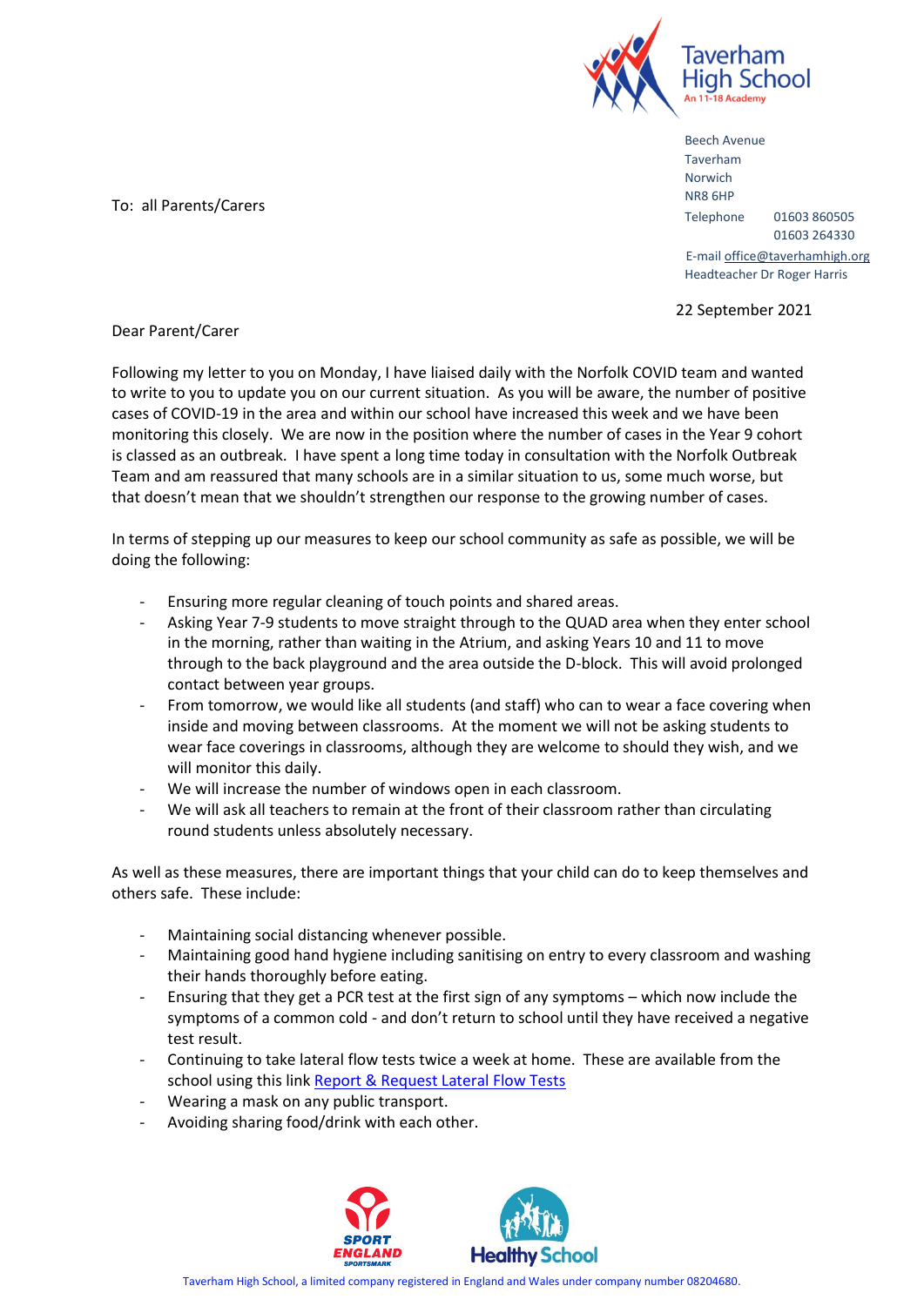Taverham High School
An 11-18 Academy

Beech Avenue
Taverham
Norwich
NR8 6HP
Telephone 01603 860505
01603 264330
E-mail office@taverhamhigh.org
Headteacher Dr Roger Harris

To: all Parents/Carers

22 September 2021

Dear Parent/Carer

Following my letter to you on Monday, I have liaised daily with the Norfolk COVID team and wanted to write to you to update you on our current situation. As you will be aware, the number of positive cases of COVID-19 in the area and within our school have increased this week and we have been monitoring this closely. We are now in the position where the number of cases in the Year 9 cohort is classed as an outbreak. I have spent a long time today in consultation with the Norfolk Outbreak Team and am reassured that many schools are in a similar situation to us, some much worse, but that doesn't mean that we shouldn't strengthen our response to the growing number of cases.

In terms of stepping up our measures to keep our school community as safe as possible, we will be doing the following:

- Ensuring more regular cleaning of touch points and shared areas.
- Asking Year 7-9 students to move straight through to the QUAD area when they enter school in the morning, rather than waiting in the Atrium, and asking Years 10 and 11 to move through to the back playground and the area outside the D-block. This will avoid prolonged contact between year groups.
- From tomorrow, we would like all students (and staff) who can to wear a face covering when inside and moving between classrooms. At the moment we will not be asking students to wear face coverings in classrooms, although they are welcome to should they wish, and we will monitor this daily.
- We will increase the number of windows open in each classroom.
- We will ask all teachers to remain at the front of their classroom rather than circulating round students unless absolutely necessary.

As well as these measures, there are important things that your child can do to keep themselves and others safe. These include:

- Maintaining social distancing whenever possible.
- Maintaining good hand hygiene including sanitising on entry to every classroom and washing their hands thoroughly before eating.
- Ensuring that they get a PCR test at the first sign of any symptoms – which now include the symptoms of a common cold - and don't return to school until they have received a negative test result.
- Continuing to take lateral flow tests twice a week at home. These are available from the school using this link [Report & Request Lateral Flow Tests]
- Wearing a mask on any public transport.
- Avoiding sharing food/drink with each other.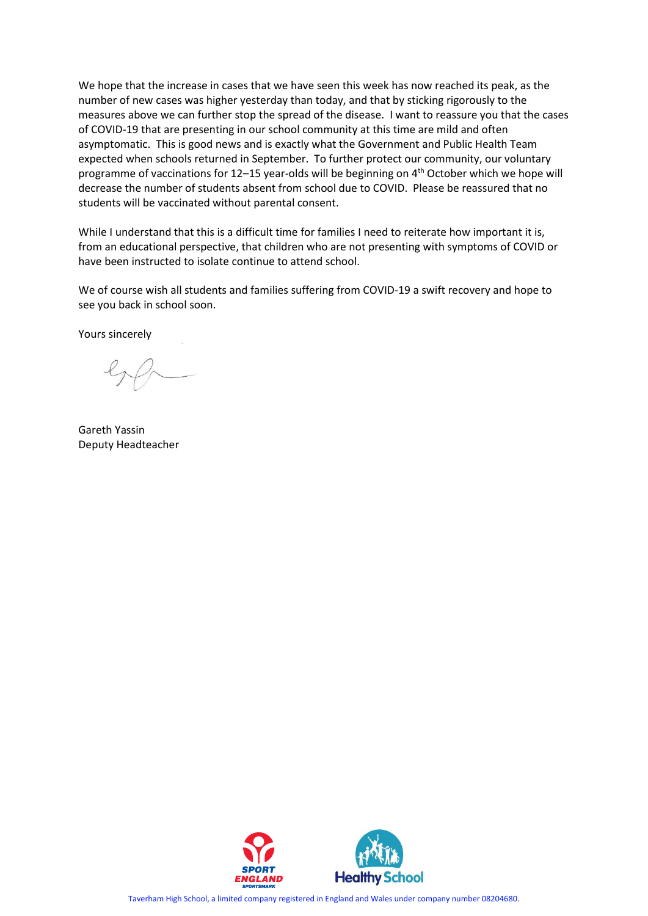We hope that the increase in cases that we have seen this week has now reached its peak, as the number of new cases was higher yesterday than today, and that by sticking rigorously to the measures above we can further stop the spread of the disease. I want to reassure you that the cases of COVID-19 that are presenting in our school community at this time are mild and often asymptomatic. This is good news and is exactly what the Government and Public Health Team expected when schools returned in September. To further protect our community, our voluntary programme of vaccinations for 12–15 year-olds will be beginning on 4th October which we hope will decrease the number of students absent from school due to COVID. Please be reassured that no students will be vaccinated without parental consent.

While I understand that this is a difficult time for families I need to reiterate how important it is, from an educational perspective, that children who are not presenting with symptoms of COVID or have been instructed to isolate continue to attend school.

We of course wish all students and families suffering from COVID-19 a swift recovery and hope to see you back in school soon.

Yours sincerely

Gareth Yassin
Deputy Headteacher

SPORT ENGLAND SPORTSMARK

Healthy School

Taverham High School, a limited company registered in England and Wales under company number 08204680.